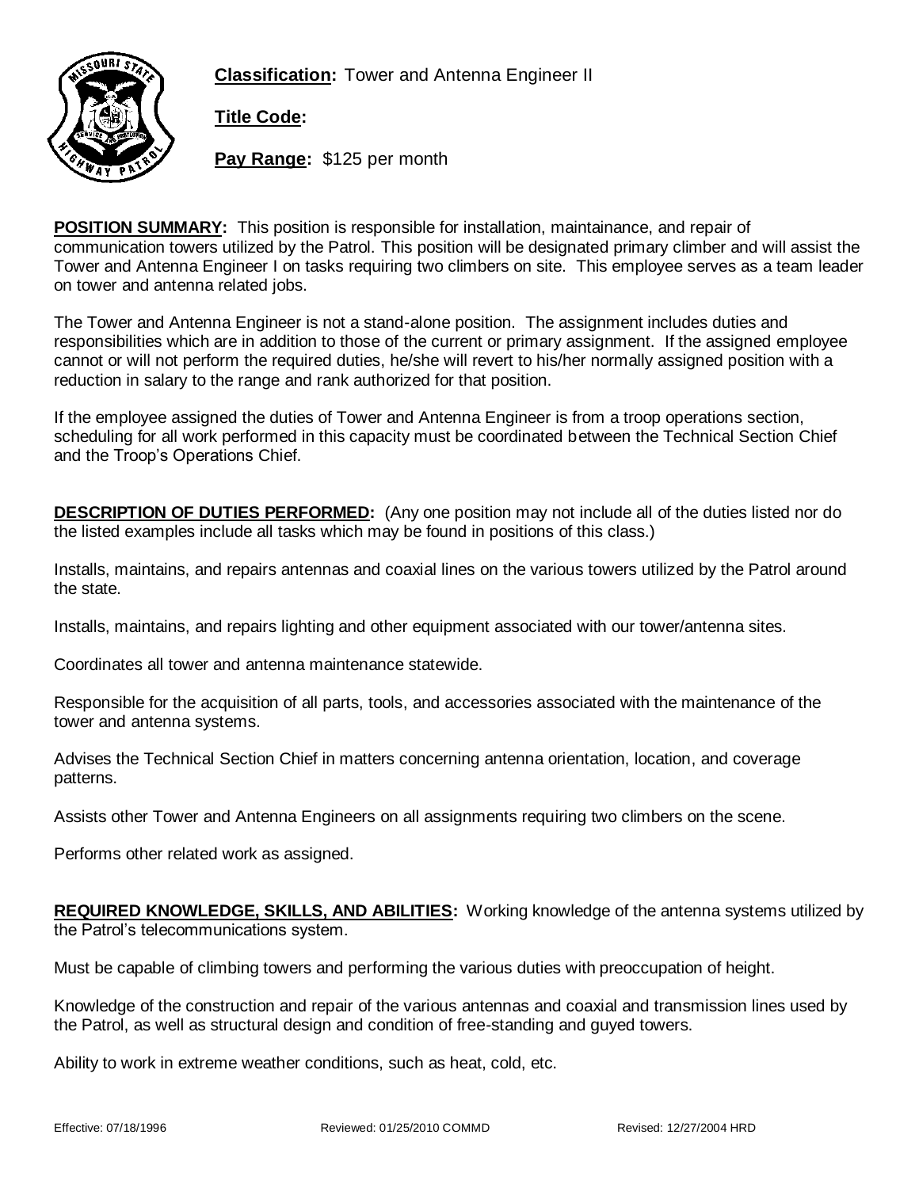**Classification:** Tower and Antenna Engineer II

**Title Code:**

**Pay Range:** $125 per month

**POSITION SUMMARY:** This position is responsible for installation, maintainance, and repair of communication towers utilized by the Patrol. This position will be designated primary climber and will assist the Tower and Antenna Engineer I on tasks requiring two climbers on site. This employee serves as a team leader on tower and antenna related jobs.

The Tower and Antenna Engineer is not a stand-alone position. The assignment includes duties and responsibilities which are in addition to those of the current or primary assignment. If the assigned employee cannot or will not perform the required duties, he/she will revert to his/her normally assigned position with a reduction in salary to the range and rank authorized for that position.

If the employee assigned the duties of Tower and Antenna Engineer is from a troop operations section, scheduling for all work performed in this capacity must be coordinated between the Technical Section Chief and the Troop's Operations Chief.

**DESCRIPTION OF DUTIES PERFORMED:** (Any one position may not include all of the duties listed nor do the listed examples include all tasks which may be found in positions of this class.)

Installs, maintains, and repairs antennas and coaxial lines on the various towers utilized by the Patrol around the state.

Installs, maintains, and repairs lighting and other equipment associated with our tower/antenna sites.

Coordinates all tower and antenna maintenance statewide.

Responsible for the acquisition of all parts, tools, and accessories associated with the maintenance of the tower and antenna systems.

Advises the Technical Section Chief in matters concerning antenna orientation, location, and coverage patterns.

Assists other Tower and Antenna Engineers on all assignments requiring two climbers on the scene.

Performs other related work as assigned.

**REQUIRED KNOWLEDGE, SKILLS, AND ABILITIES:** Working knowledge of the antenna systems utilized by the Patrol's telecommunications system.

Must be capable of climbing towers and performing the various duties with preoccupation of height.

Knowledge of the construction and repair of the various antennas and coaxial and transmission lines used by the Patrol, as well as structural design and condition of free-standing and guyed towers.

Ability to work in extreme weather conditions, such as heat, cold, etc.

Effective: 07/18/1996 Reviewed: 01/25/2010 COMMD Revised: 12/27/2004 HRD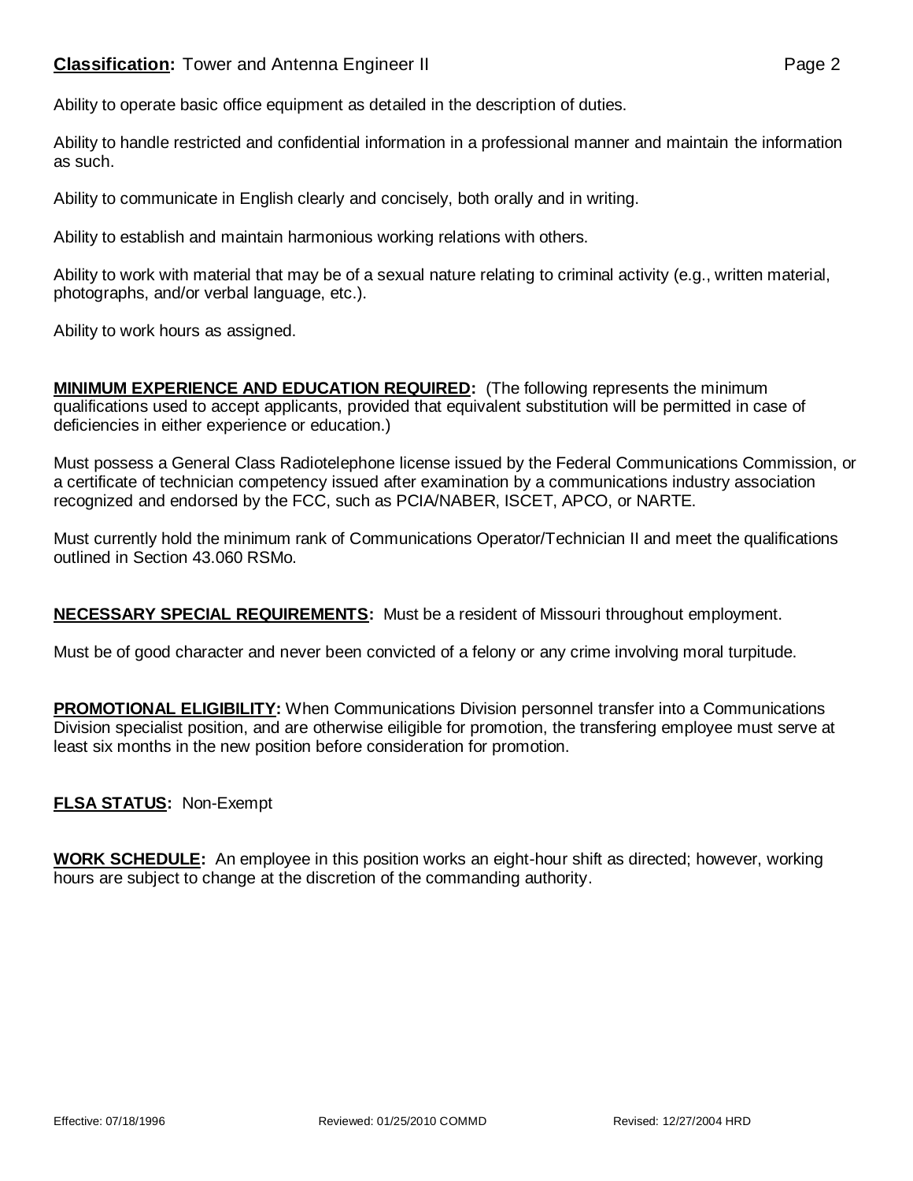Ability to operate basic office equipment as detailed in the description of duties.

Ability to handle restricted and confidential information in a professional manner and maintain the information as such.

Ability to communicate in English clearly and concisely, both orally and in writing.

Ability to establish and maintain harmonious working relations with others.

Ability to work with material that may be of a sexual nature relating to criminal activity (e.g., written material, photographs, and/or verbal language, etc.).

Ability to work hours as assigned.

**MINIMUM EXPERIENCE AND EDUCATION REQUIRED:** (The following represents the minimum qualifications used to accept applicants, provided that equivalent substitution will be permitted in case of deficiencies in either experience or education.)

Must possess a General Class Radiotelephone license issued by the Federal Communications Commission, or a certificate of technician competency issued after examination by a communications industry association recognized and endorsed by the FCC, such as PCIA/NABER, ISCET, APCO, or NARTE.

Must currently hold the minimum rank of Communications Operator/Technician II and meet the qualifications outlined in Section 43.060 RSMo.

**NECESSARY SPECIAL REQUIREMENTS:** Must be a resident of Missouri throughout employment.

Must be of good character and never been convicted of a felony or any crime involving moral turpitude.

**PROMOTIONAL ELIGIBILITY:** When Communications Division personnel transfer into a Communications Division specialist position, and are otherwise eiligible for promotion, the transfering employee must serve at least six months in the new position before consideration for promotion.

**FLSA STATUS:** Non-Exempt

**WORK SCHEDULE:** An employee in this position works an eight-hour shift as directed; however, working hours are subject to change at the discretion of the commanding authority.

Effective: 07/18/1996 Reviewed: 01/25/2010 COMMD Revised: 12/27/2004 HRD